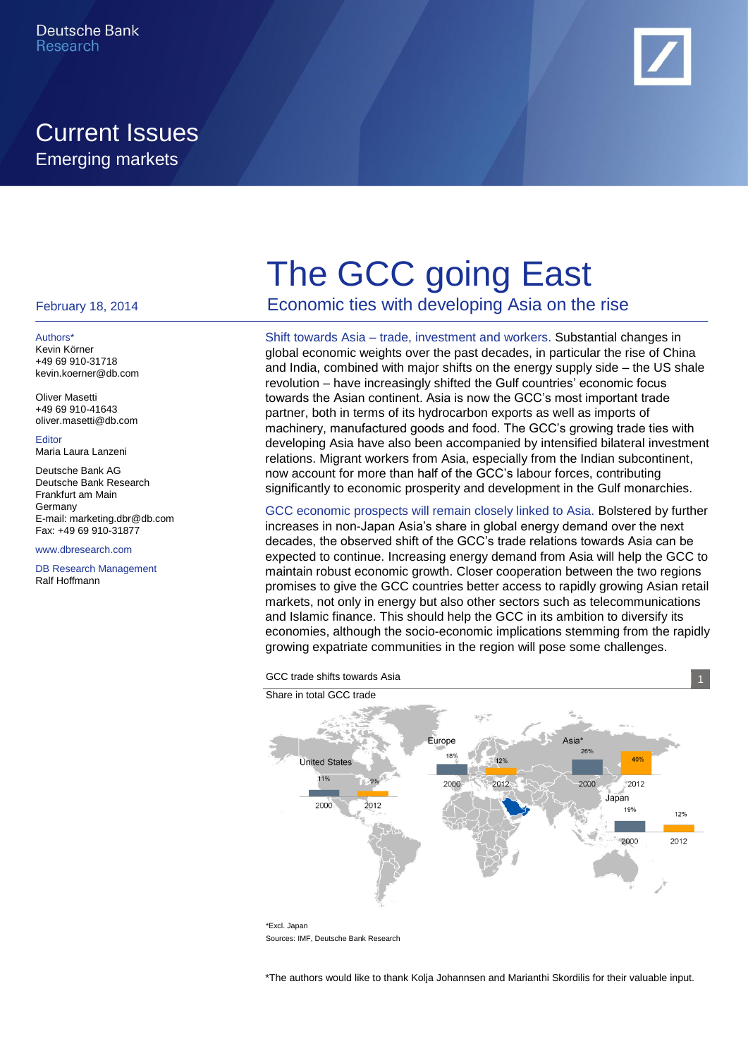Deutsche Bank Research

Current Issues
Emerging markets

February 18, 2014

Authors*
Kevin Körner
+49 69 910-31718
kevin.koerner@db.com

Oliver Masetti
+49 69 910-41643
oliver.masetti@db.com

Editor
Maria Laura Lanzeni

Deutsche Bank AG
Deutsche Bank Research
Frankfurt am Main
Germany
E-mail: marketing.dbr@db.com
Fax: +49 69 910-31877

www.dbresearch.com

DB Research Management
Ralf Hoffmann

# The GCC going East

## Economic ties with developing Asia on the rise

**Shift towards Asia – trade, investment and workers.** Substantial changes in global economic weights over the past decades, in particular the rise of China and India, combined with major shifts on the energy supply side – the US shale revolution – have increasingly shifted the Gulf countries' economic focus towards the Asian continent. Asia is now the GCC's most important trade partner, both in terms of its hydrocarbon exports as well as imports of machinery, manufactured goods and food. The GCC's growing trade ties with developing Asia have also been accompanied by intensified bilateral investment relations. Migrant workers from Asia, especially from the Indian subcontinent, now account for more than half of the GCC's labour forces, contributing significantly to economic prosperity and development in the Gulf monarchies.

**GCC economic prospects will remain closely linked to Asia.** Bolstered by further increases in non-Japan Asia's share in global energy demand over the next decades, the observed shift of the GCC's trade relations towards Asia can be expected to continue. Increasing energy demand from Asia will help the GCC to maintain robust economic growth. Closer cooperation between the two regions promises to give the GCC countries better access to rapidly growing Asian retail markets, not only in energy but also other sectors such as telecommunications and Islamic finance. This should help the GCC in its ambition to diversify its economies, although the socio-economic implications stemming from the rapidly growing expatriate communities in the region will pose some challenges.

GCC trade shifts towards Asia — 1

Share in total GCC trade

| | 2000 | 2012 |
|---|---|---|
| United States | 11% | 9% |
| Europe | 18% | 12% |
| Asia* | 26% | 40% |
| Japan | 19% | 12% |

*Excl. Japan

Sources: IMF, Deutsche Bank Research

*The authors would like to thank Kolja Johannsen and Marianthi Skordilis for their valuable input.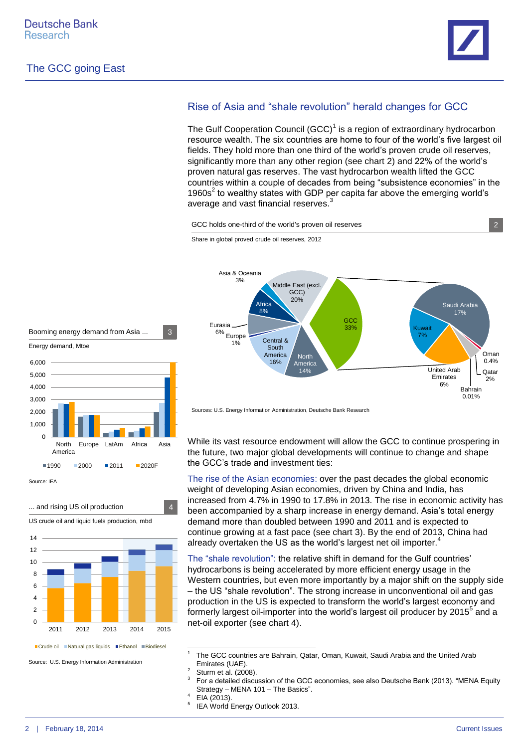## Rise of Asia and "shale revolution" herald changes for GCC

The Gulf Cooperation Council (GCC)[1] is a region of extraordinary hydrocarbon resource wealth. The six countries are home to four of the world's five largest oil fields. They hold more than one third of the world's proven crude oil reserves, significantly more than any other region (see chart 2) and 22% of the world's proven natural gas reserves. The vast hydrocarbon wealth lifted the GCC countries within a couple of decades from being "subsistence economies" in the 1960s[2] to wealthy states with GDP per capita far above the emerging world's average and vast financial reserves.[3]

**GCC holds one-third of the world's proven oil reserves** (2)

Share in global proved crude oil reserves, 2012

| Region | Share |
|---|---|
| GCC | 33% |
| Middle East (excl. GCC) | 20% |
| Central & South America | 16% |
| North America | 14% |
| Africa | 8% |
| Eurasia | 6% |
| Asia & Oceania | 3% |
| Europe | 1% |

| GCC country | Share |
|---|---|
| Saudi Arabia | 17% |
| Kuwait | 7% |
| United Arab Emirates | 6% |
| Qatar | 2% |
| Oman | 0.4% |
| Bahrain | 0.01% |

Sources: U.S. Energy Information Administration, Deutsche Bank Research

**Booming energy demand from Asia ...** (3)

Energy demand, Mtoe

Legend: 1990, 2000, 2011, 2020F — regions: North America, Europe, LatAm, Africa, Asia

Source: IEA

**... and rising US oil production** (4)

US crude oil and liquid fuels production, mbd

Legend: Crude oil, Natural gas liquids, Ethanol, Biodiesel — years: 2011, 2012, 2013, 2014, 2015

Source: U.S. Energy Information Administration

While its vast resource endowment will allow the GCC to continue prospering in the future, two major global developments will continue to change and shape the GCC's trade and investment ties:

The rise of the Asian economies: over the past decades the global economic weight of developing Asian economies, driven by China and India, has increased from 4.7% in 1990 to 17.8% in 2013. The rise in economic activity has been accompanied by a sharp increase in energy demand. Asia's total energy demand more than doubled between 1990 and 2011 and is expected to continue growing at a fast pace (see chart 3). By the end of 2013, China had already overtaken the US as the world's largest net oil importer.[4]

The "shale revolution": the relative shift in demand for the Gulf countries' hydrocarbons is being accelerated by more efficient energy usage in the Western countries, but even more importantly by a major shift on the supply side – the US "shale revolution". The strong increase in unconventional oil and gas production in the US is expected to transform the world's largest economy and formerly largest oil-importer into the world's largest oil producer by 2015[5] and a net-oil exporter (see chart 4).

---

[1] The GCC countries are Bahrain, Qatar, Oman, Kuwait, Saudi Arabia and the United Arab Emirates (UAE).

[2] Sturm et al. (2008).

[3] For a detailed discussion of the GCC economies, see also Deutsche Bank (2013). "MENA Equity Strategy – MENA 101 – The Basics".

[4] EIA (2013).

[5] IEA World Energy Outlook 2013.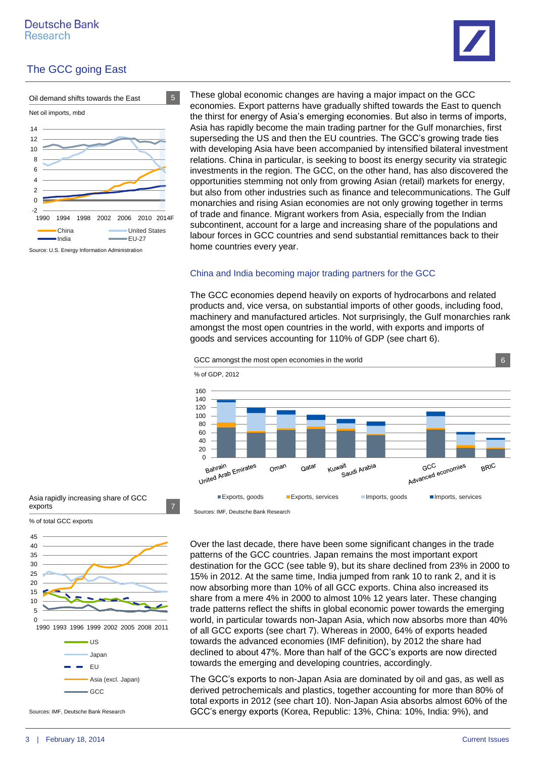Oil demand shifts towards the East — 5

Net oil imports, mbd

Source: U.S. Energy Information Administration

These global economic changes are having a major impact on the GCC economies. Export patterns have gradually shifted towards the East to quench the thirst for energy of Asia's emerging economies. But also in terms of imports, Asia has rapidly become the main trading partner for the Gulf monarchies, first superseding the US and then the EU countries. The GCC's growing trade ties with developing Asia have been accompanied by intensified bilateral investment relations. China in particular, is seeking to boost its energy security via strategic investments in the region. The GCC, on the other hand, has also discovered the opportunities stemming not only from growing Asian (retail) markets for energy, but also from other industries such as finance and telecommunications. The Gulf monarchies and rising Asian economies are not only growing together in terms of trade and finance. Migrant workers from Asia, especially from the Indian subcontinent, account for a large and increasing share of the populations and labour forces in GCC countries and send substantial remittances back to their home countries every year.

## China and India becoming major trading partners for the GCC

The GCC economies depend heavily on exports of hydrocarbons and related products and, vice versa, on substantial imports of other goods, including food, machinery and manufactured articles. Not surprisingly, the Gulf monarchies rank amongst the most open countries in the world, with exports and imports of goods and services accounting for 110% of GDP (see chart 6).

GCC amongst the most open economies in the world — 6

% of GDP, 2012

Sources: IMF, Deutsche Bank Research

Asia rapidly increasing share of GCC exports — 7

% of total GCC exports

Sources: IMF, Deutsche Bank Research

Over the last decade, there have been some significant changes in the trade patterns of the GCC countries. Japan remains the most important export destination for the GCC (see table 9), but its share declined from 23% in 2000 to 15% in 2012. At the same time, India jumped from rank 10 to rank 2, and it is now absorbing more than 10% of all GCC exports. China also increased its share from a mere 4% in 2000 to almost 10% 12 years later. These changing trade patterns reflect the shifts in global economic power towards the emerging world, in particular towards non-Japan Asia, which now absorbs more than 40% of all GCC exports (see chart 7). Whereas in 2000, 64% of exports headed towards the advanced economies (IMF definition), by 2012 the share had declined to about 47%. More than half of the GCC's exports are now directed towards the emerging and developing countries, accordingly.

The GCC's exports to non-Japan Asia are dominated by oil and gas, as well as derived petrochemicals and plastics, together accounting for more than 80% of total exports in 2012 (see chart 10). Non-Japan Asia absorbs almost 60% of the GCC's energy exports (Korea, Republic: 13%, China: 10%, India: 9%), and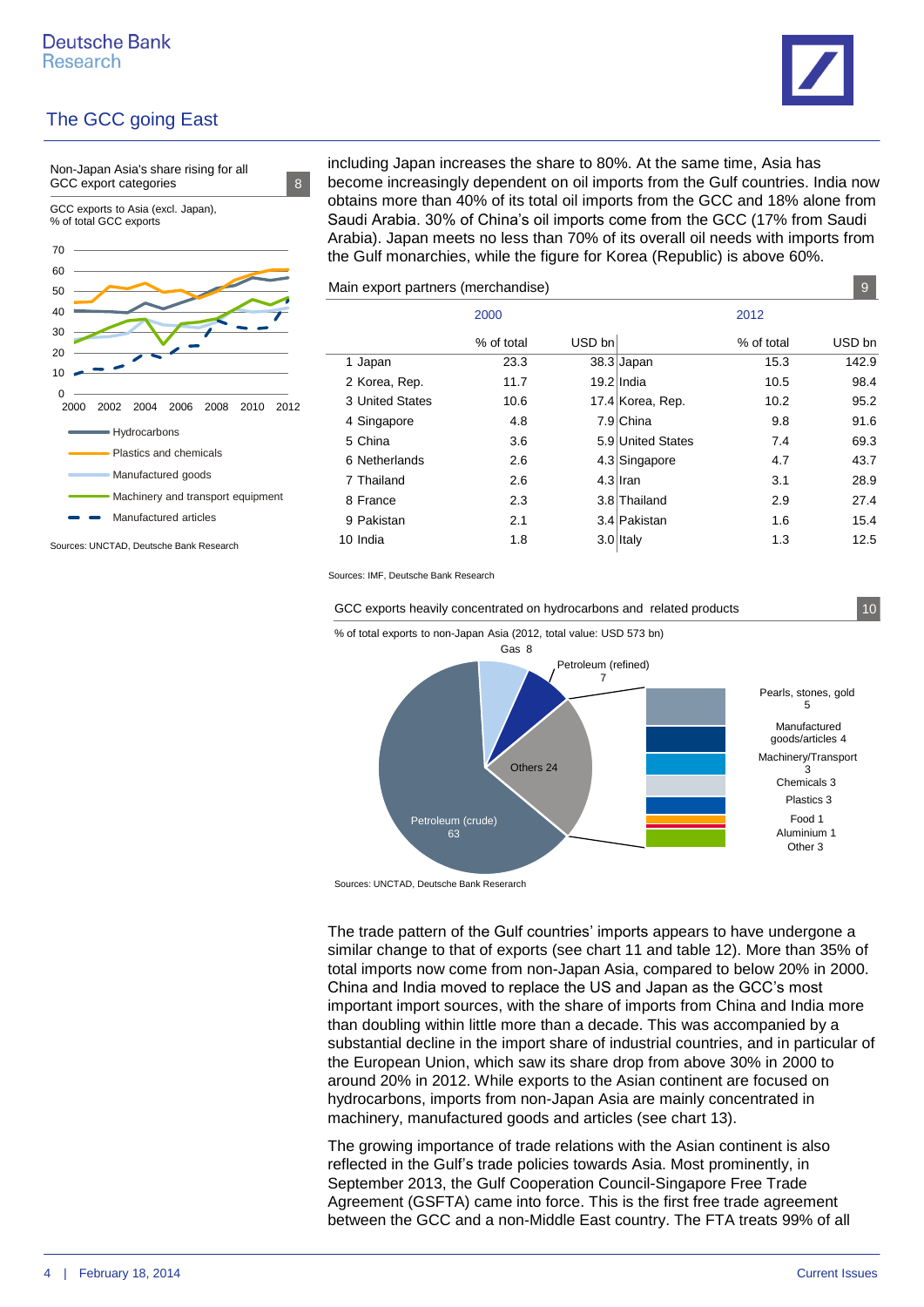Non-Japan Asia's share rising for all GCC export categories — 8

GCC exports to Asia (excl. Japan), % of total GCC exports

Hydrocarbons
Plastics and chemicals
Manufactured goods
Machinery and transport equipment
Manufactured articles

Sources: UNCTAD, Deutsche Bank Research

including Japan increases the share to 80%. At the same time, Asia has become increasingly dependent on oil imports from the Gulf countries. India now obtains more than 40% of its total oil imports from the GCC and 18% alone from Saudi Arabia. 30% of China's oil imports come from the GCC (17% from Saudi Arabia). Japan meets no less than 70% of its overall oil needs with imports from the Gulf monarchies, while the figure for Korea (Republic) is above 60%.

Main export partners (merchandise) — 9

| | 2000 | | 2012 | | |
|---|---|---|---|---|---|
| | % of total | USD bn | | % of total | USD bn |
| 1 Japan | 23.3 | 38.3 | Japan | 15.3 | 142.9 |
| 2 Korea, Rep. | 11.7 | 19.2 | India | 10.5 | 98.4 |
| 3 United States | 10.6 | 17.4 | Korea, Rep. | 10.2 | 95.2 |
| 4 Singapore | 4.8 | 7.9 | China | 9.8 | 91.6 |
| 5 China | 3.6 | 5.9 | United States | 7.4 | 69.3 |
| 6 Netherlands | 2.6 | 4.3 | Singapore | 4.7 | 43.7 |
| 7 Thailand | 2.6 | 4.3 | Iran | 3.1 | 28.9 |
| 8 France | 2.3 | 3.8 | Thailand | 2.9 | 27.4 |
| 9 Pakistan | 2.1 | 3.4 | Pakistan | 1.6 | 15.4 |
| 10 India | 1.8 | 3.0 | Italy | 1.3 | 12.5 |

Sources: IMF, Deutsche Bank Research

GCC exports heavily concentrated on hydrocarbons and related products — 10

% of total exports to non-Japan Asia (2012, total value: USD 573 bn)

Petroleum (crude) 63; Gas 8; Petroleum (refined) 7; Others 24: Pearls, stones, gold 5; Manufactured goods/articles 4; Machinery/Transport 3; Chemicals 3; Plastics 3; Food 1; Aluminium 1; Other 3

Sources: UNCTAD, Deutsche Bank Reserarch

The trade pattern of the Gulf countries' imports appears to have undergone a similar change to that of exports (see chart 11 and table 12). More than 35% of total imports now come from non-Japan Asia, compared to below 20% in 2000. China and India moved to replace the US and Japan as the GCC's most important import sources, with the share of imports from China and India more than doubling within little more than a decade. This was accompanied by a substantial decline in the import share of industrial countries, and in particular of the European Union, which saw its share drop from above 30% in 2000 to around 20% in 2012. While exports to the Asian continent are focused on hydrocarbons, imports from non-Japan Asia are mainly concentrated in machinery, manufactured goods and articles (see chart 13).

The growing importance of trade relations with the Asian continent is also reflected in the Gulf's trade policies towards Asia. Most prominently, in September 2013, the Gulf Cooperation Council-Singapore Free Trade Agreement (GSFTA) came into force. This is the first free trade agreement between the GCC and a non-Middle East country. The FTA treats 99% of all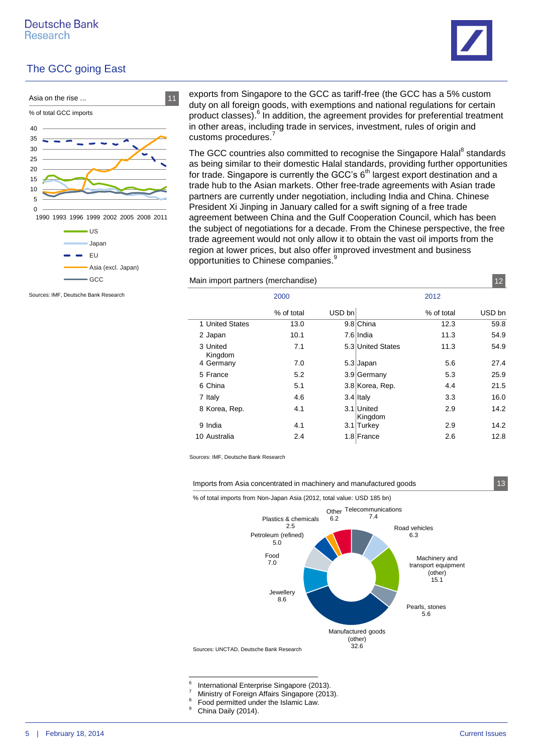exports from Singapore to the GCC as tariff-free (the GCC has a 5% custom duty on all foreign goods, with exemptions and national regulations for certain product classes).[6] In addition, the agreement provides for preferential treatment in other areas, including trade in services, investment, rules of origin and customs procedures.[7]

The GCC countries also committed to recognise the Singapore Halal[8] standards as being similar to their domestic Halal standards, providing further opportunities for trade. Singapore is currently the GCC's 6th largest export destination and a trade hub to the Asian markets. Other free-trade agreements with Asian trade partners are currently under negotiation, including India and China. Chinese President Xi Jinping in January called for a swift signing of a free trade agreement between China and the Gulf Cooperation Council, which has been the subject of negotiations for a decade. From the Chinese perspective, the free trade agreement would not only allow it to obtain the vast oil imports from the region at lower prices, but also offer improved investment and business opportunities to Chinese companies.[9]

**Asia on the rise ...** (11)

% of total GCC imports

Legend: US, Japan, EU, Asia (excl. Japan), GCC

Sources: IMF, Deutsche Bank Research

**Main import partners (merchandise)** (12)

| | 2000 | | | 2012 | |
|---|---|---|---|---|---|
| | % of total | USD bn | | % of total | USD bn |
| 1 United States | 13.0 | 9.8 | China | 12.3 | 59.8 |
| 2 Japan | 10.1 | 7.6 | India | 11.3 | 54.9 |
| 3 United Kingdom | 7.1 | 5.3 | United States | 11.3 | 54.9 |
| 4 Germany | 7.0 | 5.3 | Japan | 5.6 | 27.4 |
| 5 France | 5.2 | 3.9 | Germany | 5.3 | 25.9 |
| 6 China | 5.1 | 3.8 | Korea, Rep. | 4.4 | 21.5 |
| 7 Italy | 4.6 | 3.4 | Italy | 3.3 | 16.0 |
| 8 Korea, Rep. | 4.1 | 3.1 | United Kingdom | 2.9 | 14.2 |
| 9 India | 4.1 | 3.1 | Turkey | 2.9 | 14.2 |
| 10 Australia | 2.4 | 1.8 | France | 2.6 | 12.8 |

Sources: IMF, Deutsche Bank Research

**Imports from Asia concentrated in machinery and manufactured goods** (13)

% of total imports from Non-Japan Asia (2012, total value: USD 185 bn)

Other 6.2; Telecommunications 7.4; Road vehicles 6.3; Machinery and transport equipment (other) 15.1; Pearls, stones 5.6; Manufactured goods (other) 32.6; Jewellery 8.6; Food 7.0; Petroleum (refined) 5.0; Plastics & chemicals 2.5

Sources: UNCTAD, Deutsche Bank Research

---

6 International Enterprise Singapore (2013).
7 Ministry of Foreign Affairs Singapore (2013).
8 Food permitted under the Islamic Law.
9 China Daily (2014).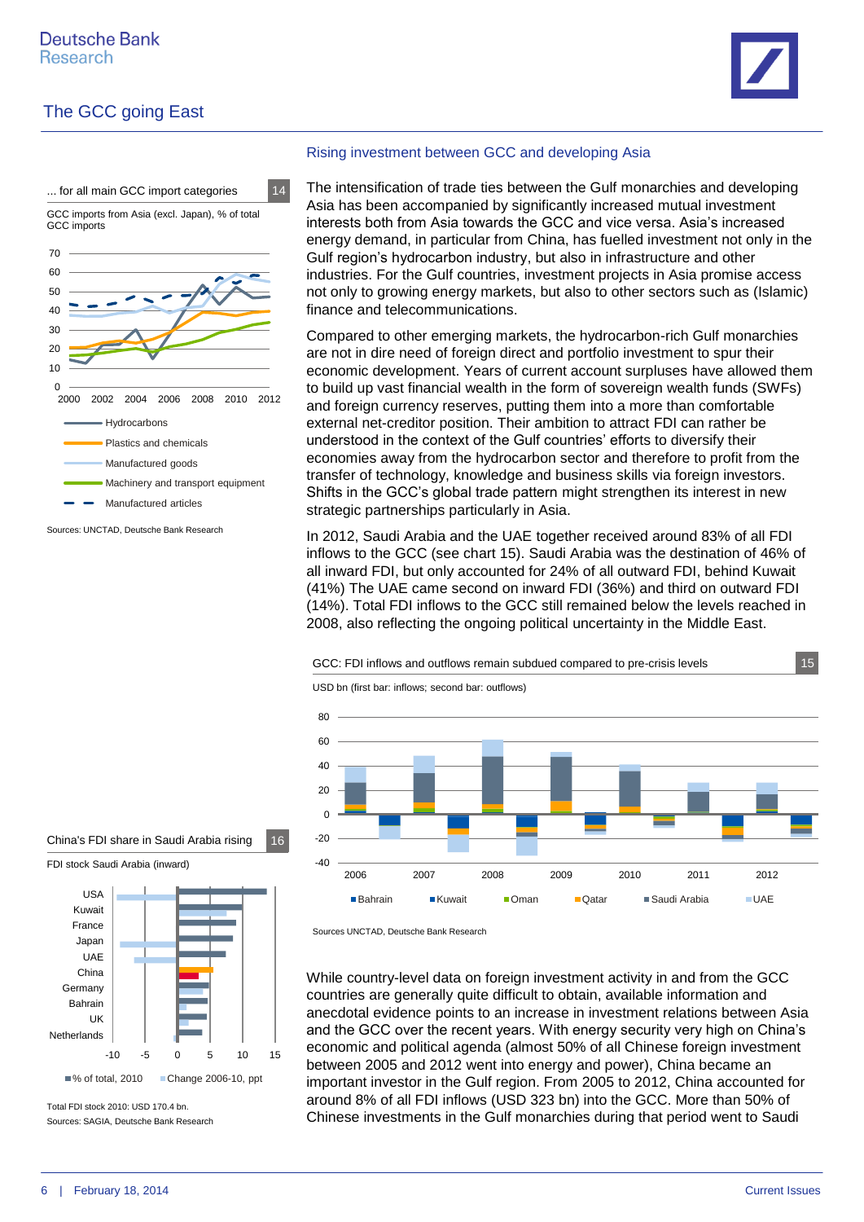## Rising investment between GCC and developing Asia

The intensification of trade ties between the Gulf monarchies and developing Asia has been accompanied by significantly increased mutual investment interests both from Asia towards the GCC and vice versa. Asia's increased energy demand, in particular from China, has fuelled investment not only in the Gulf region's hydrocarbon industry, but also in infrastructure and other industries. For the Gulf countries, investment projects in Asia promise access not only to growing energy markets, but also to other sectors such as (Islamic) finance and telecommunications.

Compared to other emerging markets, the hydrocarbon-rich Gulf monarchies are not in dire need of foreign direct and portfolio investment to spur their economic development. Years of current account surpluses have allowed them to build up vast financial wealth in the form of sovereign wealth funds (SWFs) and foreign currency reserves, putting them into a more than comfortable external net-creditor position. Their ambition to attract FDI can rather be understood in the context of the Gulf countries' efforts to diversify their economies away from the hydrocarbon sector and therefore to profit from the transfer of technology, knowledge and business skills via foreign investors. Shifts in the GCC's global trade pattern might strengthen its interest in new strategic partnerships particularly in Asia.

In 2012, Saudi Arabia and the UAE together received around 83% of all FDI inflows to the GCC (see chart 15). Saudi Arabia was the destination of 46% of all inward FDI, but only accounted for 24% of all outward FDI, behind Kuwait (41%) The UAE came second on inward FDI (36%) and third on outward FDI (14%). Total FDI inflows to the GCC still remained below the levels reached in 2008, also reflecting the ongoing political uncertainty in the Middle East.

**... for all main GCC import categories** (14)

GCC imports from Asia (excl. Japan), % of total GCC imports

Legend: Hydrocarbons; Plastics and chemicals; Manufactured goods; Machinery and transport equipment; Manufactured articles

Sources: UNCTAD, Deutsche Bank Research

**GCC: FDI inflows and outflows remain subdued compared to pre-crisis levels** (15)

USD bn (first bar: inflows; second bar: outflows)

Legend: Bahrain; Kuwait; Oman; Qatar; Saudi Arabia; UAE

Sources UNCTAD, Deutsche Bank Research

**China's FDI share in Saudi Arabia rising** (16)

FDI stock Saudi Arabia (inward)

Countries: USA, Kuwait, France, Japan, UAE, China, Germany, Bahrain, UK, Netherlands

Legend: % of total, 2010; Change 2006-10, ppt

Total FDI stock 2010: USD 170.4 bn.

Sources: SAGIA, Deutsche Bank Research

While country-level data on foreign investment activity in and from the GCC countries are generally quite difficult to obtain, available information and anecdotal evidence points to an increase in investment relations between Asia and the GCC over the recent years. With energy security very high on China's economic and political agenda (almost 50% of all Chinese foreign investment between 2005 and 2012 went into energy and power), China became an important investor in the Gulf region. From 2005 to 2012, China accounted for around 8% of all FDI inflows (USD 323 bn) into the GCC. More than 50% of Chinese investments in the Gulf monarchies during that period went to Saudi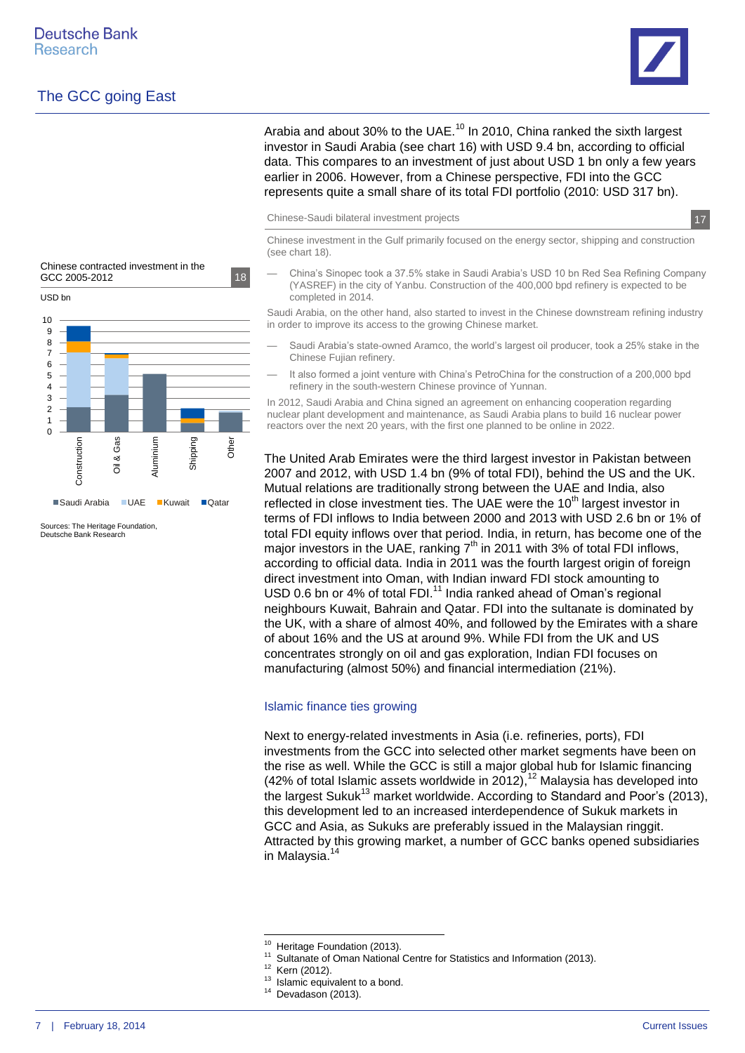Arabia and about 30% to the UAE.[10] In 2010, China ranked the sixth largest investor in Saudi Arabia (see chart 16) with USD 9.4 bn, according to official data. This compares to an investment of just about USD 1 bn only a few years earlier in 2006. However, from a Chinese perspective, FDI into the GCC represents quite a small share of its total FDI portfolio (2010: USD 317 bn).

**Chinese-Saudi bilateral investment projects** (17)

Chinese investment in the Gulf primarily focused on the energy sector, shipping and construction (see chart 18).

- China's Sinopec took a 37.5% stake in Saudi Arabia's USD 10 bn Red Sea Refining Company (YASREF) in the city of Yanbu. Construction of the 400,000 bpd refinery is expected to be completed in 2014.

Saudi Arabia, on the other hand, also started to invest in the Chinese downstream refining industry in order to improve its access to the growing Chinese market.

- Saudi Arabia's state-owned Aramco, the world's largest oil producer, took a 25% stake in the Chinese Fujian refinery.
- It also formed a joint venture with China's PetroChina for the construction of a 200,000 bpd refinery in the south-western Chinese province of Yunnan.

In 2012, Saudi Arabia and China signed an agreement on enhancing cooperation regarding nuclear plant development and maintenance, as Saudi Arabia plans to build 16 nuclear power reactors over the next 20 years, with the first one planned to be online in 2022.

**Chinese contracted investment in the GCC 2005-2012** (18)

USD bn

Categories: Construction, Oil & Gas, Aluminium, Shipping, Other

Legend: Saudi Arabia, UAE, Kuwait, Qatar

Sources: The Heritage Foundation, Deutsche Bank Research

The United Arab Emirates were the third largest investor in Pakistan between 2007 and 2012, with USD 1.4 bn (9% of total FDI), behind the US and the UK. Mutual relations are traditionally strong between the UAE and India, also reflected in close investment ties. The UAE were the 10th largest investor in terms of FDI inflows to India between 2000 and 2013 with USD 2.6 bn or 1% of total FDI equity inflows over that period. India, in return, has become one of the major investors in the UAE, ranking 7th in 2011 with 3% of total FDI inflows, according to official data. India in 2011 was the fourth largest origin of foreign direct investment into Oman, with Indian inward FDI stock amounting to USD 0.6 bn or 4% of total FDI.[11] India ranked ahead of Oman's regional neighbours Kuwait, Bahrain and Qatar. FDI into the sultanate is dominated by the UK, with a share of almost 40%, and followed by the Emirates with a share of about 16% and the US at around 9%. While FDI from the UK and US concentrates strongly on oil and gas exploration, Indian FDI focuses on manufacturing (almost 50%) and financial intermediation (21%).

## Islamic finance ties growing

Next to energy-related investments in Asia (i.e. refineries, ports), FDI investments from the GCC into selected other market segments have been on the rise as well. While the GCC is still a major global hub for Islamic financing (42% of total Islamic assets worldwide in 2012),[12] Malaysia has developed into the largest Sukuk[13] market worldwide. According to Standard and Poor's (2013), this development led to an increased interdependence of Sukuk markets in GCC and Asia, as Sukuks are preferably issued in the Malaysian ringgit. Attracted by this growing market, a number of GCC banks opened subsidiaries in Malaysia.[14]

---

[10] Heritage Foundation (2013).
[11] Sultanate of Oman National Centre for Statistics and Information (2013).
[12] Kern (2012).
[13] Islamic equivalent to a bond.
[14] Devadason (2013).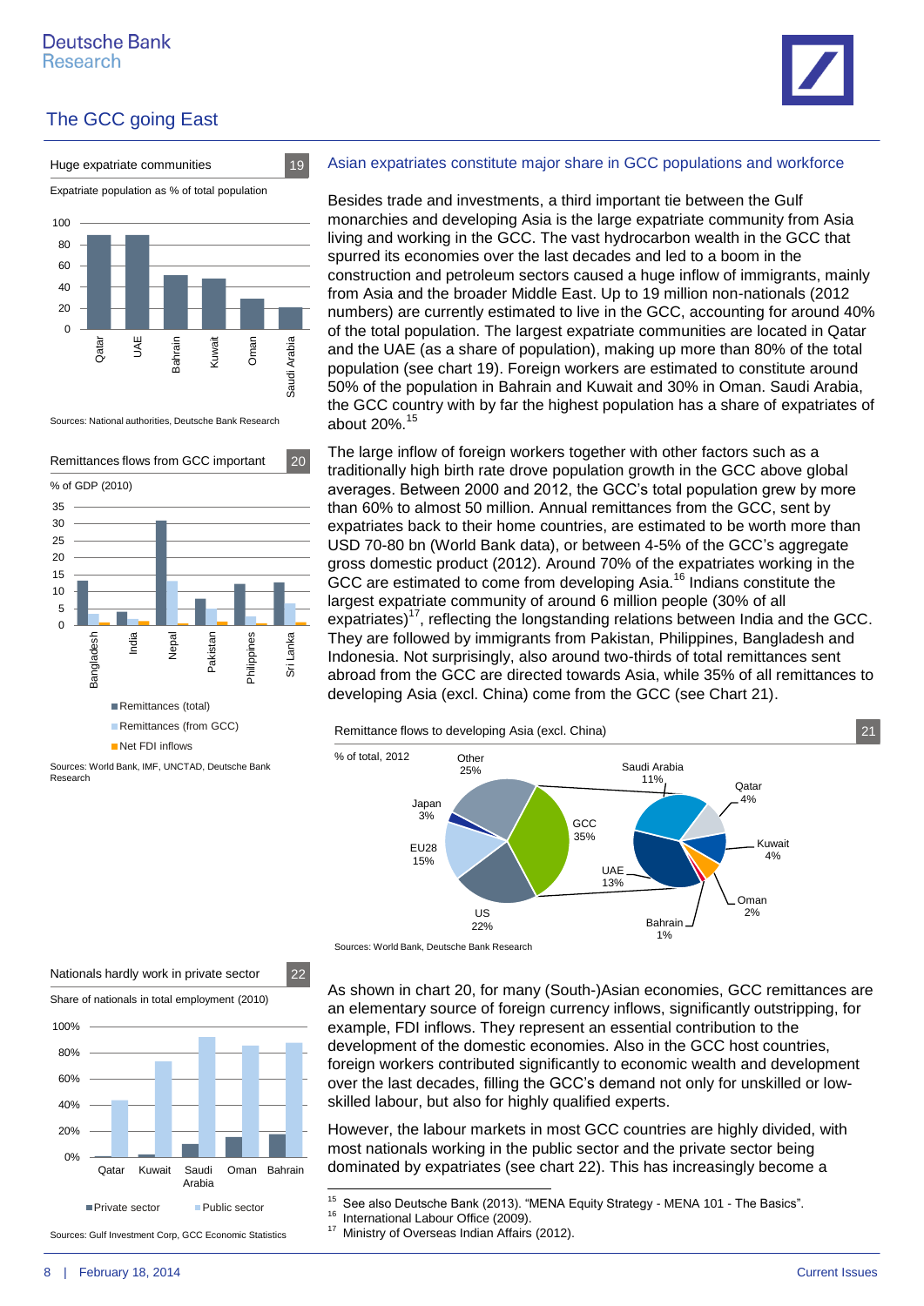## Asian expatriates constitute major share in GCC populations and workforce

Besides trade and investments, a third important tie between the Gulf monarchies and developing Asia is the large expatriate community from Asia living and working in the GCC. The vast hydrocarbon wealth in the GCC that spurred its economies over the last decades and led to a boom in the construction and petroleum sectors caused a huge inflow of immigrants, mainly from Asia and the broader Middle East. Up to 19 million non-nationals (2012 numbers) are currently estimated to live in the GCC, accounting for around 40% of the total population. The largest expatriate communities are located in Qatar and the UAE (as a share of population), making up more than 80% of the total population (see chart 19). Foreign workers are estimated to constitute around 50% of the population in Bahrain and Kuwait and 30% in Oman. Saudi Arabia, the GCC country with by far the highest population has a share of expatriates of about 20%.[15]

The large inflow of foreign workers together with other factors such as a traditionally high birth rate drove population growth in the GCC above global averages. Between 2000 and 2012, the GCC's total population grew by more than 60% to almost 50 million. Annual remittances from the GCC, sent by expatriates back to their home countries, are estimated to be worth more than USD 70-80 bn (World Bank data), or between 4-5% of the GCC's aggregate gross domestic product (2012). Around 70% of the expatriates working in the GCC are estimated to come from developing Asia.[16] Indians constitute the largest expatriate community of around 6 million people (30% of all expatriates)[17], reflecting the longstanding relations between India and the GCC. They are followed by immigrants from Pakistan, Philippines, Bangladesh and Indonesia. Not surprisingly, also around two-thirds of total remittances sent abroad from the GCC are directed towards Asia, while 35% of all remittances to developing Asia (excl. China) come from the GCC (see Chart 21).

**Huge expatriate communities** (19)

Expatriate population as % of total population

| Country | % |
|---|---|
| Qatar | ~88 |
| UAE | ~88 |
| Bahrain | ~51 |
| Kuwait | ~48 |
| Oman | ~29 |
| Saudi Arabia | ~21 |

Sources: National authorities, Deutsche Bank Research

**Remittances flows from GCC important** (20)

% of GDP (2010)

Remittances (total) / Remittances (from GCC) / Net FDI inflows — Bangladesh, India, Nepal, Pakistan, Philippines, Sri Lanka

Sources: World Bank, IMF, UNCTAD, Deutsche Bank Research

**Remittance flows to developing Asia (excl. China)** (21)

% of total, 2012

| Source | % |
|---|---|
| Other | 25% |
| GCC | 35% |
| US | 22% |
| EU28 | 15% |
| Japan | 3% |

GCC breakdown:

| Country | % |
|---|---|
| Saudi Arabia | 11% |
| UAE | 13% |
| Qatar | 4% |
| Kuwait | 4% |
| Oman | 2% |
| Bahrain | 1% |

Sources: World Bank, Deutsche Bank Research

**Nationals hardly work in private sector** (22)

Share of nationals in total employment (2010)

Private sector / Public sector — Qatar, Kuwait, Saudi Arabia, Oman, Bahrain

Sources: Gulf Investment Corp, GCC Economic Statistics

As shown in chart 20, for many (South-)Asian economies, GCC remittances are an elementary source of foreign currency inflows, significantly outstripping, for example, FDI inflows. They represent an essential contribution to the development of the domestic economies. Also in the GCC host countries, foreign workers contributed significantly to economic wealth and development over the last decades, filling the GCC's demand not only for unskilled or low-skilled labour, but also for highly qualified experts.

However, the labour markets in most GCC countries are highly divided, with most nationals working in the public sector and the private sector being dominated by expatriates (see chart 22). This has increasingly become a

---

[15] See also Deutsche Bank (2013). "MENA Equity Strategy - MENA 101 - The Basics".
[16] International Labour Office (2009).
[17] Ministry of Overseas Indian Affairs (2012).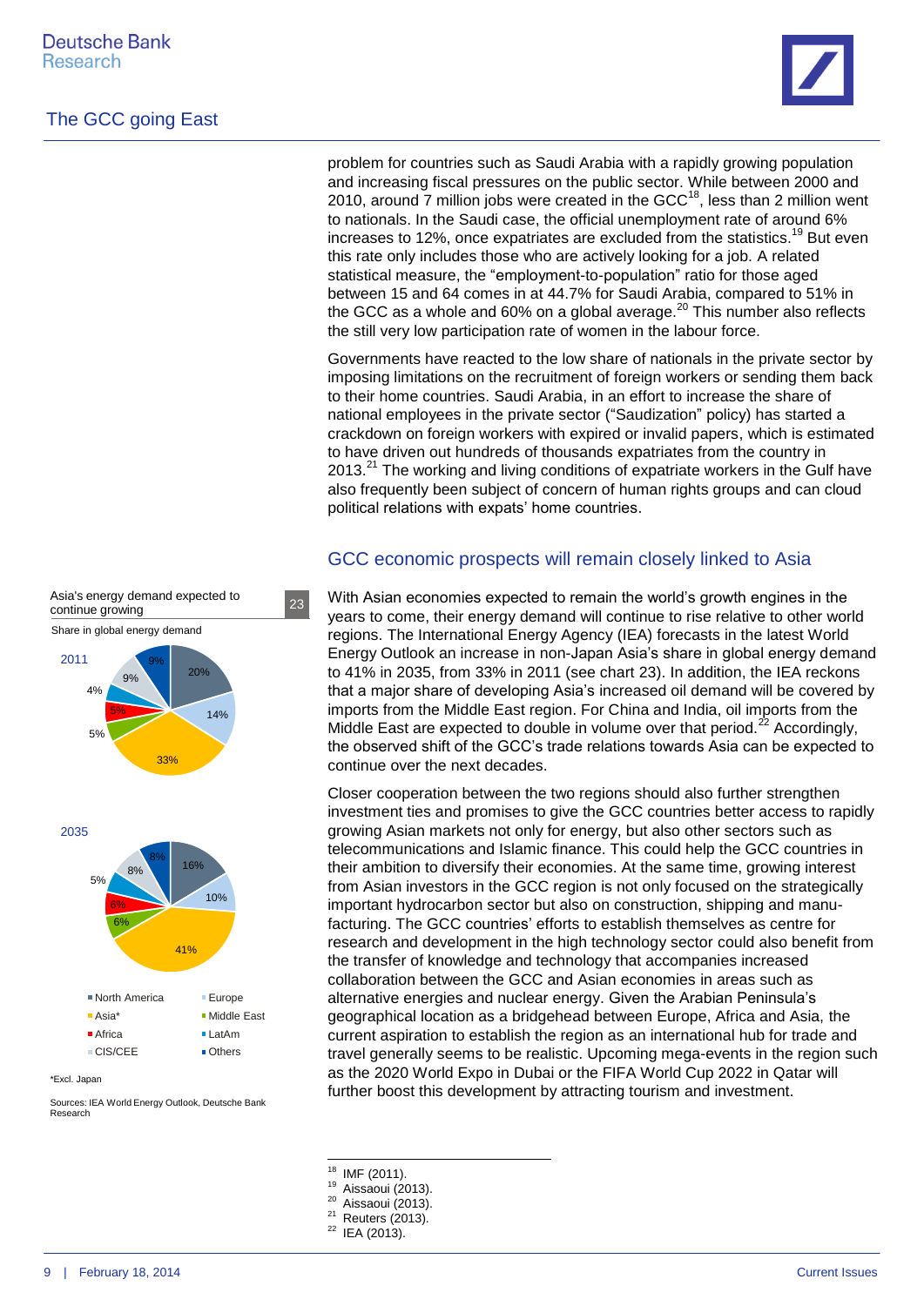problem for countries such as Saudi Arabia with a rapidly growing population and increasing fiscal pressures on the public sector. While between 2000 and 2010, around 7 million jobs were created in the GCC[18], less than 2 million went to nationals. In the Saudi case, the official unemployment rate of around 6% increases to 12%, once expatriates are excluded from the statistics.[19] But even this rate only includes those who are actively looking for a job. A related statistical measure, the "employment-to-population" ratio for those aged between 15 and 64 comes in at 44.7% for Saudi Arabia, compared to 51% in the GCC as a whole and 60% on a global average.[20] This number also reflects the still very low participation rate of women in the labour force.

Governments have reacted to the low share of nationals in the private sector by imposing limitations on the recruitment of foreign workers or sending them back to their home countries. Saudi Arabia, in an effort to increase the share of national employees in the private sector ("Saudization" policy) has started a crackdown on foreign workers with expired or invalid papers, which is estimated to have driven out hundreds of thousands expatriates from the country in 2013.[21] The working and living conditions of expatriate workers in the Gulf have also frequently been subject of concern of human rights groups and can cloud political relations with expats' home countries.

## GCC economic prospects will remain closely linked to Asia

With Asian economies expected to remain the world's growth engines in the years to come, their energy demand will continue to rise relative to other world regions. The International Energy Agency (IEA) forecasts in the latest World Energy Outlook an increase in non-Japan Asia's share in global energy demand to 41% in 2035, from 33% in 2011 (see chart 23). In addition, the IEA reckons that a major share of developing Asia's increased oil demand will be covered by imports from the Middle East region. For China and India, oil imports from the Middle East are expected to double in volume over that period.[22] Accordingly, the observed shift of the GCC's trade relations towards Asia can be expected to continue over the next decades.

Closer cooperation between the two regions should also further strengthen investment ties and promises to give the GCC countries better access to rapidly growing Asian markets not only for energy, but also other sectors such as telecommunications and Islamic finance. This could help the GCC countries in their ambition to diversify their economies. At the same time, growing interest from Asian investors in the GCC region is not only focused on the strategically important hydrocarbon sector but also on construction, shipping and manufacturing. The GCC countries' efforts to establish themselves as centre for research and development in the high technology sector could also benefit from the transfer of knowledge and technology that accompanies increased collaboration between the GCC and Asian economies in areas such as alternative energies and nuclear energy. Given the Arabian Peninsula's geographical location as a bridgehead between Europe, Africa and Asia, the current aspiration to establish the region as an international hub for trade and travel generally seems to be realistic. Upcoming mega-events in the region such as the 2020 World Expo in Dubai or the FIFA World Cup 2022 in Qatar will further boost this development by attracting tourism and investment.

**Asia's energy demand expected to continue growing** — 23

Share in global energy demand

| Region | 2011 | 2035 |
|---|---|---|
| North America | 20% | 16% |
| Europe | 14% | 10% |
| Asia* | 33% | 41% |
| Middle East | 5% | 6% |
| Africa | 5% | 6% |
| LatAm | 4% | 5% |
| CIS/CEE | 9% | 8% |
| Others | 9% | 8% |

*Excl. Japan

Sources: IEA World Energy Outlook, Deutsche Bank Research

---

[18] IMF (2011).
[19] Aissaoui (2013).
[20] Aissaoui (2013).
[21] Reuters (2013).
[22] IEA (2013).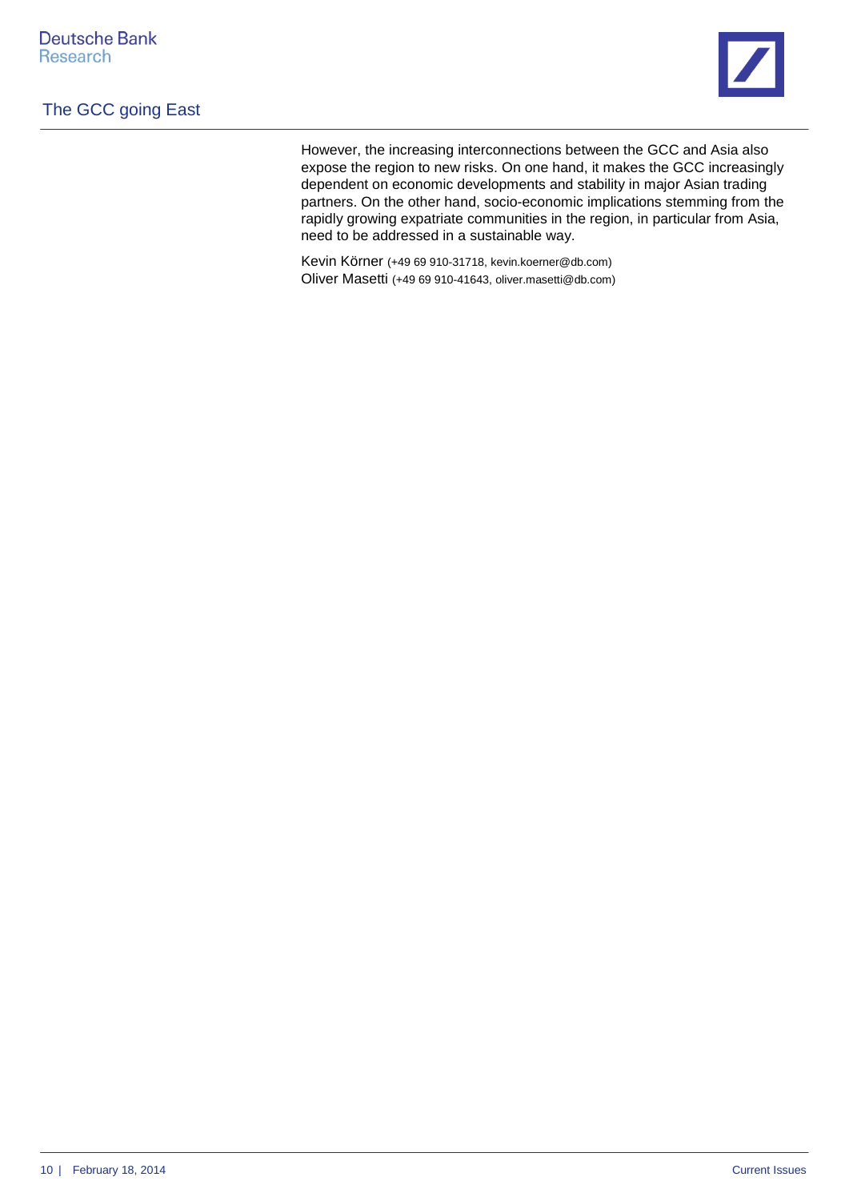However, the increasing interconnections between the GCC and Asia also expose the region to new risks. On one hand, it makes the GCC increasingly dependent on economic developments and stability in major Asian trading partners. On the other hand, socio-economic implications stemming from the rapidly growing expatriate communities in the region, in particular from Asia, need to be addressed in a sustainable way.

Kevin Körner (+49 69 910-31718, kevin.koerner@db.com)
Oliver Masetti (+49 69 910-41643, oliver.masetti@db.com)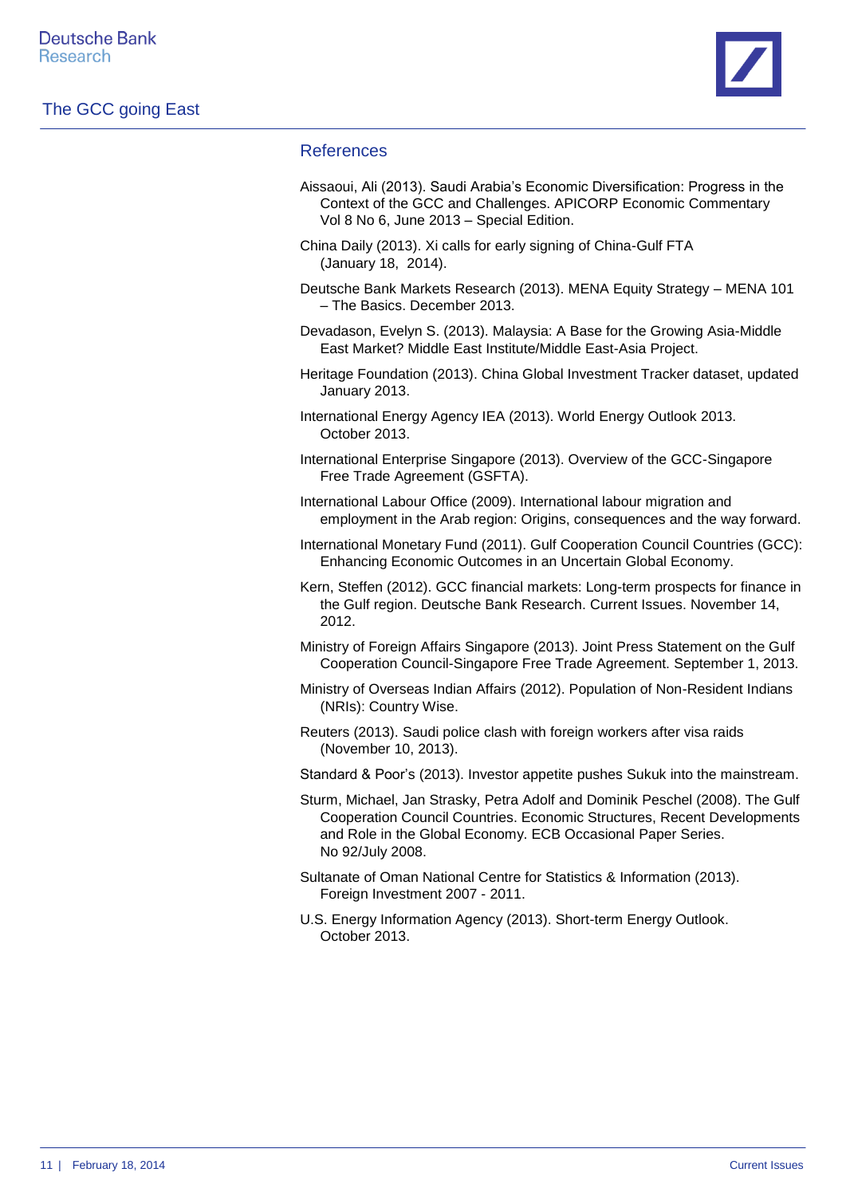## References

Aissaoui, Ali (2013). Saudi Arabia's Economic Diversification: Progress in the Context of the GCC and Challenges. APICORP Economic Commentary Vol 8 No 6, June 2013 – Special Edition.

China Daily (2013). Xi calls for early signing of China-Gulf FTA (January 18, 2014).

Deutsche Bank Markets Research (2013). MENA Equity Strategy – MENA 101 – The Basics. December 2013.

Devadason, Evelyn S. (2013). Malaysia: A Base for the Growing Asia-Middle East Market? Middle East Institute/Middle East-Asia Project.

Heritage Foundation (2013). China Global Investment Tracker dataset, updated January 2013.

International Energy Agency IEA (2013). World Energy Outlook 2013. October 2013.

International Enterprise Singapore (2013). Overview of the GCC-Singapore Free Trade Agreement (GSFTA).

International Labour Office (2009). International labour migration and employment in the Arab region: Origins, consequences and the way forward.

International Monetary Fund (2011). Gulf Cooperation Council Countries (GCC): Enhancing Economic Outcomes in an Uncertain Global Economy.

Kern, Steffen (2012). GCC financial markets: Long-term prospects for finance in the Gulf region. Deutsche Bank Research. Current Issues. November 14, 2012.

Ministry of Foreign Affairs Singapore (2013). Joint Press Statement on the Gulf Cooperation Council-Singapore Free Trade Agreement. September 1, 2013.

Ministry of Overseas Indian Affairs (2012). Population of Non-Resident Indians (NRIs): Country Wise.

Reuters (2013). Saudi police clash with foreign workers after visa raids (November 10, 2013).

Standard & Poor's (2013). Investor appetite pushes Sukuk into the mainstream.

Sturm, Michael, Jan Strasky, Petra Adolf and Dominik Peschel (2008). The Gulf Cooperation Council Countries. Economic Structures, Recent Developments and Role in the Global Economy. ECB Occasional Paper Series. No 92/July 2008.

Sultanate of Oman National Centre for Statistics & Information (2013). Foreign Investment 2007 - 2011.

U.S. Energy Information Agency (2013). Short-term Energy Outlook. October 2013.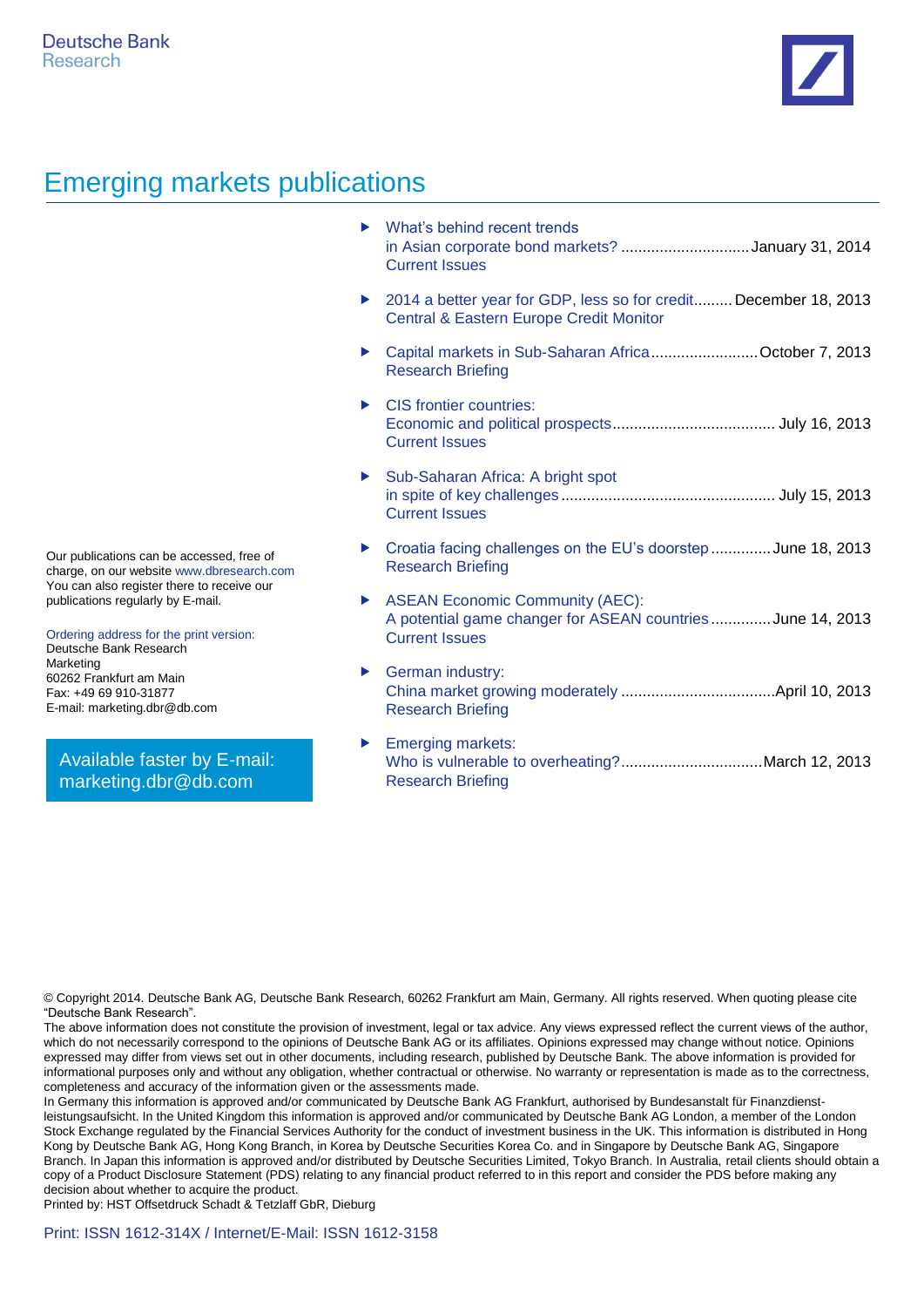Deutsche Bank
Research

# Emerging markets publications

- What's behind recent trends in Asian corporate bond markets? .............................. January 31, 2014
  Current Issues

- 2014 a better year for GDP, less so for credit......... December 18, 2013
  Central & Eastern Europe Credit Monitor

- Capital markets in Sub-Saharan Africa......................... October 7, 2013
  Research Briefing

- CIS frontier countries: Economic and political prospects..................................... July 16, 2013
  Current Issues

- Sub-Saharan Africa: A bright spot in spite of key challenges................................................. July 15, 2013
  Current Issues

- Croatia facing challenges on the EU's doorstep............. June 18, 2013
  Research Briefing

- ASEAN Economic Community (AEC): A potential game changer for ASEAN countries............. June 14, 2013
  Current Issues

- German industry: China market growing moderately ................................... April 10, 2013
  Research Briefing

- Emerging markets: Who is vulnerable to overheating?................................ March 12, 2013
  Research Briefing

Our publications can be accessed, free of charge, on our website www.dbresearch.com
You can also register there to receive our publications regularly by E-mail.

Ordering address for the print version:
Deutsche Bank Research
Marketing
60262 Frankfurt am Main
Fax: +49 69 910-31877
E-mail: marketing.dbr@db.com

Available faster by E-mail:
marketing.dbr@db.com

© Copyright 2014. Deutsche Bank AG, Deutsche Bank Research, 60262 Frankfurt am Main, Germany. All rights reserved. When quoting please cite "Deutsche Bank Research".
The above information does not constitute the provision of investment, legal or tax advice. Any views expressed reflect the current views of the author, which do not necessarily correspond to the opinions of Deutsche Bank AG or its affiliates. Opinions expressed may change without notice. Opinions expressed may differ from views set out in other documents, including research, published by Deutsche Bank. The above information is provided for informational purposes only and without any obligation, whether contractual or otherwise. No warranty or representation is made as to the correctness, completeness and accuracy of the information given or the assessments made.
In Germany this information is approved and/or communicated by Deutsche Bank AG Frankfurt, authorised by Bundesanstalt für Finanzdienstleistungsaufsicht. In the United Kingdom this information is approved and/or communicated by Deutsche Bank AG London, a member of the London Stock Exchange regulated by the Financial Services Authority for the conduct of investment business in the UK. This information is distributed in Hong Kong by Deutsche Bank AG, Hong Kong Branch, in Korea by Deutsche Securities Korea Co. and in Singapore by Deutsche Bank AG, Singapore Branch. In Japan this information is approved and/or distributed by Deutsche Securities Limited, Tokyo Branch. In Australia, retail clients should obtain a copy of a Product Disclosure Statement (PDS) relating to any financial product referred to in this report and consider the PDS before making any decision about whether to acquire the product.
Printed by: HST Offsetdruck Schadt & Tetzlaff GbR, Dieburg

Print: ISSN 1612-314X / Internet/E-Mail: ISSN 1612-3158